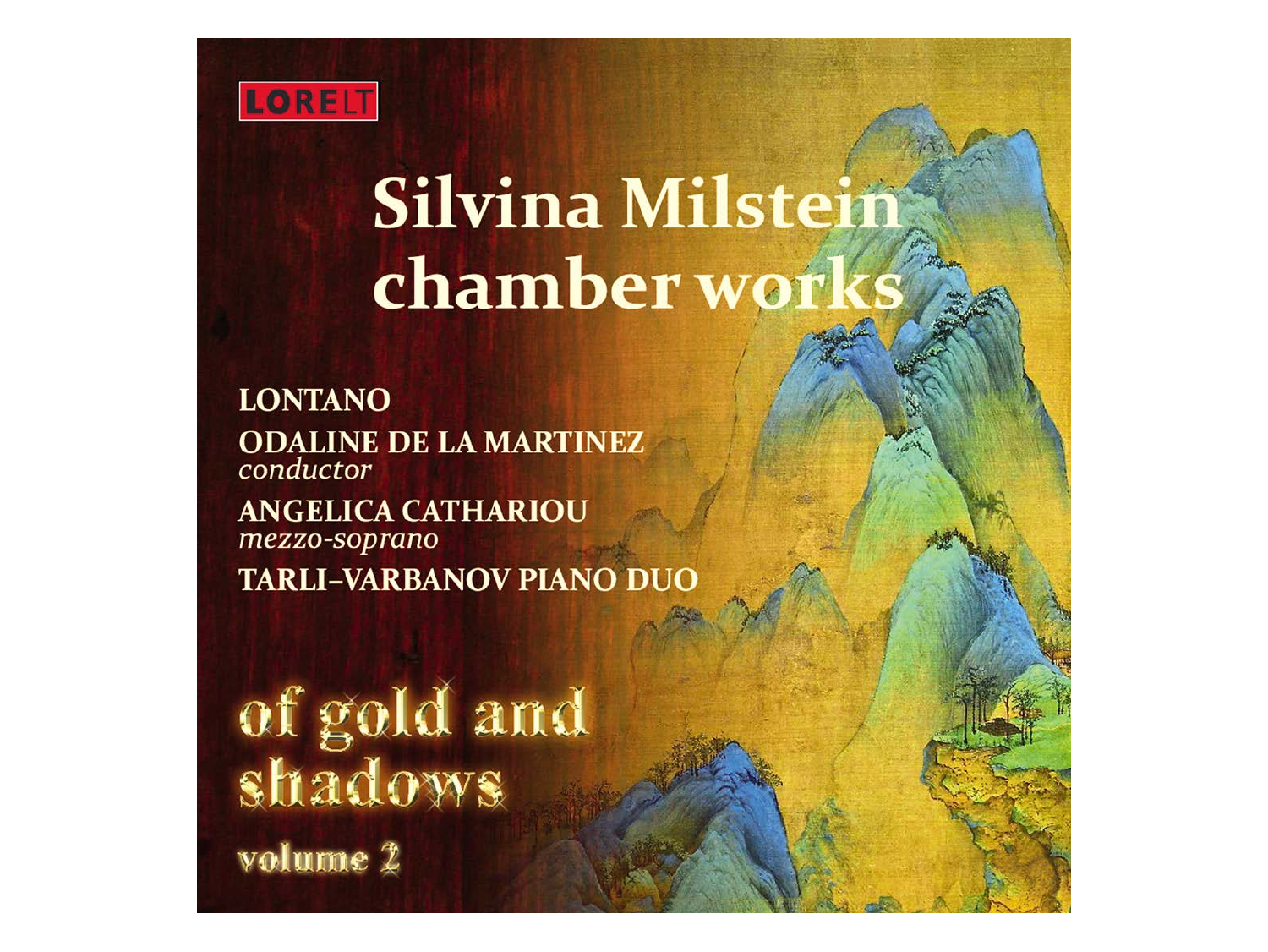LORELT

# Silvina Milstein chamber works

LONTANO

ODALINE DE LA MARTINEZ
*conductor*

ANGELICA CATHARIOU
*mezzo-soprano*

TARLI–VARBANOV PIANO DUO

## of gold and shadows

volume 2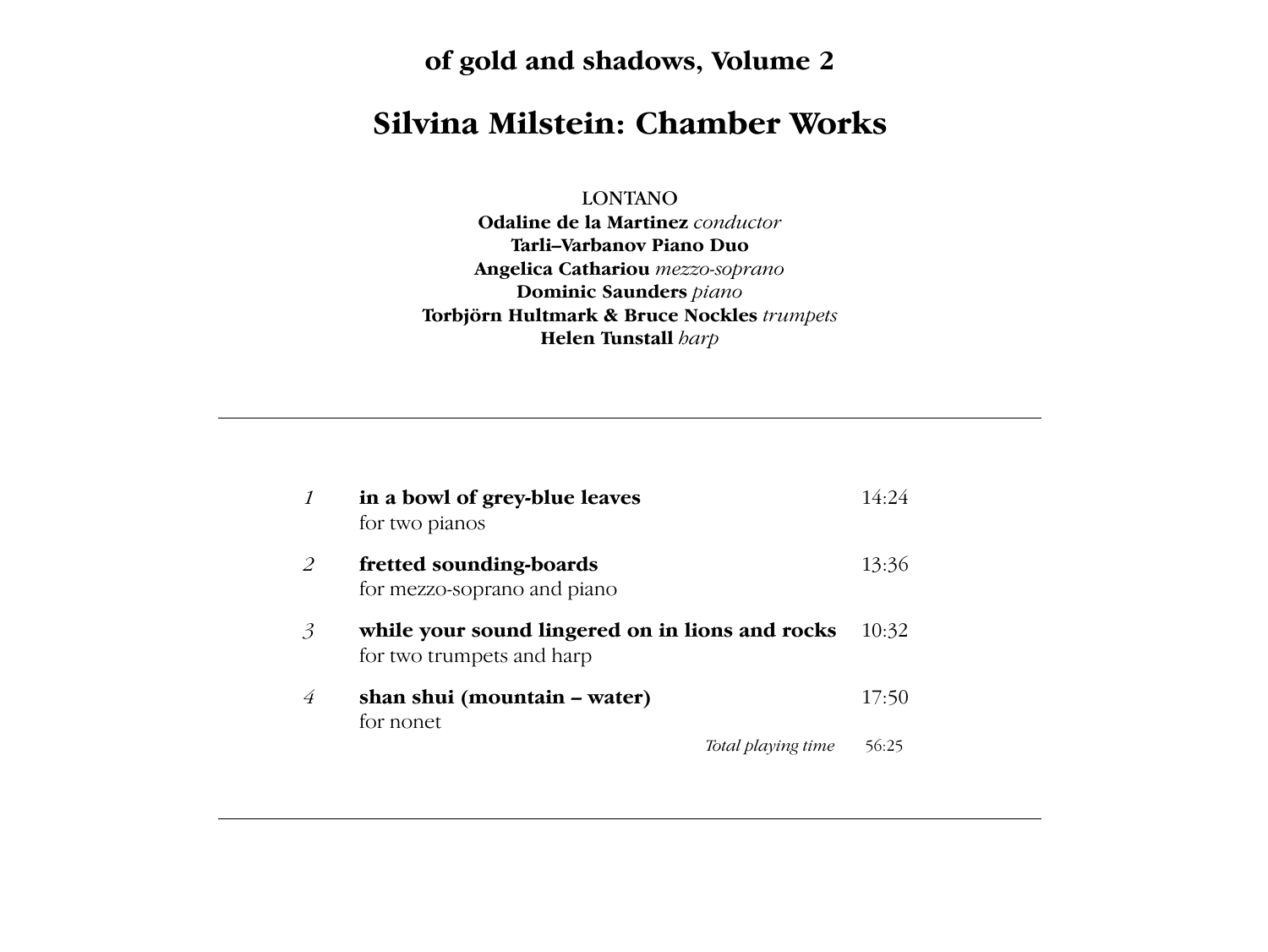## of gold and shadows, Volume 2

# Silvina Milstein: Chamber Works

LONTANO
**Odaline de la Martinez** *conductor*
**Tarli–Varbanov Piano Duo**
**Angelica Cathariou** *mezzo-soprano*
**Dominic Saunders** *piano*
**Torbjörn Hultmark & Bruce Nockles** *trumpets*
**Helen Tunstall** *harp*

---

| | | |
|---|---|---|
| *1* | **in a bowl of grey-blue leaves**<br>for two pianos | 14:24 |
| *2* | **fretted sounding-boards**<br>for mezzo-soprano and piano | 13:36 |
| *3* | **while your sound lingered on in lions and rocks**<br>for two trumpets and harp | 10:32 |
| *4* | **shan shui (mountain – water)**<br>for nonet | 17:50 |
| | *Total playing time* | 56:25 |

---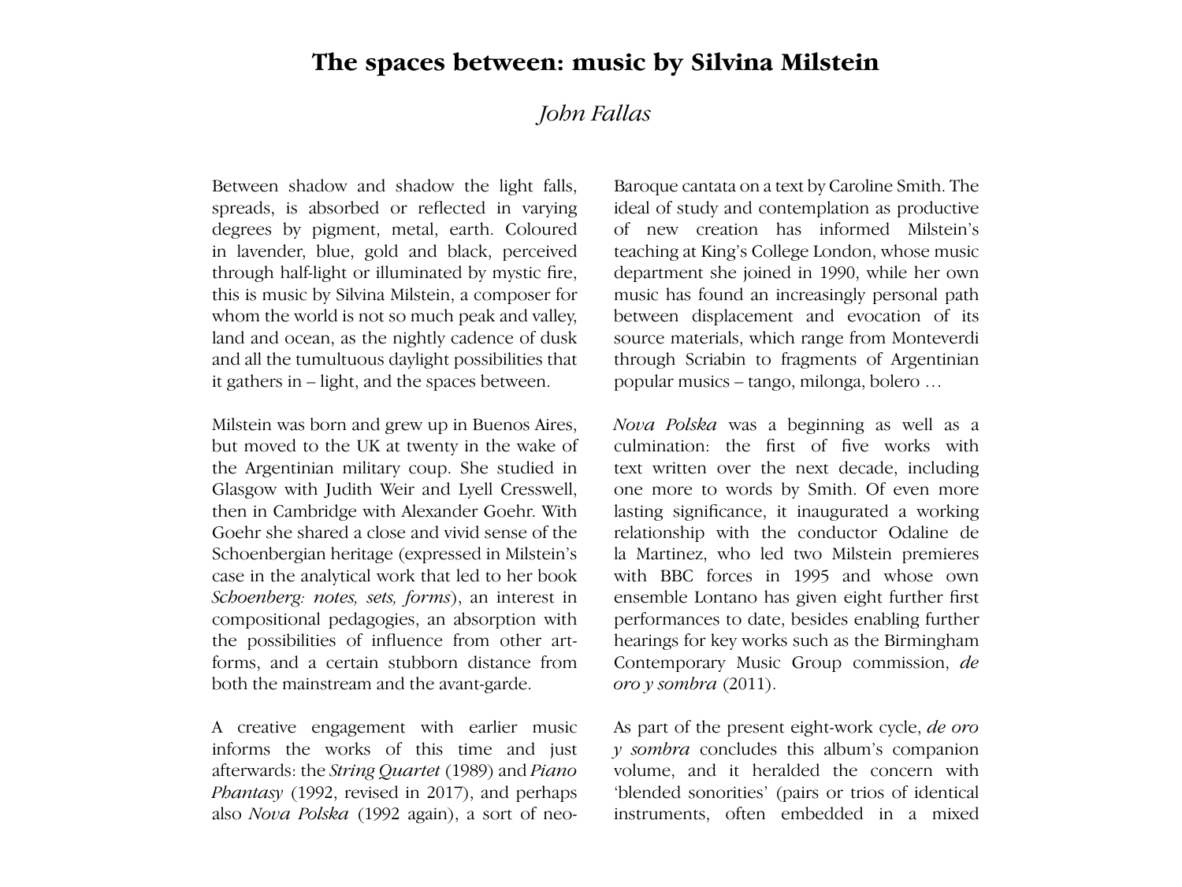# The spaces between: music by Silvina Milstein

*John Fallas*

Between shadow and shadow the light falls, spreads, is absorbed or reflected in varying degrees by pigment, metal, earth. Coloured in lavender, blue, gold and black, perceived through half-light or illuminated by mystic fire, this is music by Silvina Milstein, a composer for whom the world is not so much peak and valley, land and ocean, as the nightly cadence of dusk and all the tumultuous daylight possibilities that it gathers in – light, and the spaces between.

Milstein was born and grew up in Buenos Aires, but moved to the UK at twenty in the wake of the Argentinian military coup. She studied in Glasgow with Judith Weir and Lyell Cresswell, then in Cambridge with Alexander Goehr. With Goehr she shared a close and vivid sense of the Schoenbergian heritage (expressed in Milstein's case in the analytical work that led to her book *Schoenberg: notes, sets, forms*), an interest in compositional pedagogies, an absorption with the possibilities of influence from other art-forms, and a certain stubborn distance from both the mainstream and the avant-garde.

A creative engagement with earlier music informs the works of this time and just afterwards: the *String Quartet* (1989) and *Piano Phantasy* (1992, revised in 2017), and perhaps also *Nova Polska* (1992 again), a sort of neo-Baroque cantata on a text by Caroline Smith. The ideal of study and contemplation as productive of new creation has informed Milstein's teaching at King's College London, whose music department she joined in 1990, while her own music has found an increasingly personal path between displacement and evocation of its source materials, which range from Monteverdi through Scriabin to fragments of Argentinian popular musics – tango, milonga, bolero …

*Nova Polska* was a beginning as well as a culmination: the first of five works with text written over the next decade, including one more to words by Smith. Of even more lasting significance, it inaugurated a working relationship with the conductor Odaline de la Martinez, who led two Milstein premieres with BBC forces in 1995 and whose own ensemble Lontano has given eight further first performances to date, besides enabling further hearings for key works such as the Birmingham Contemporary Music Group commission, *de oro y sombra* (2011).

As part of the present eight-work cycle, *de oro y sombra* concludes this album's companion volume, and it heralded the concern with 'blended sonorities' (pairs or trios of identical instruments, often embedded in a mixed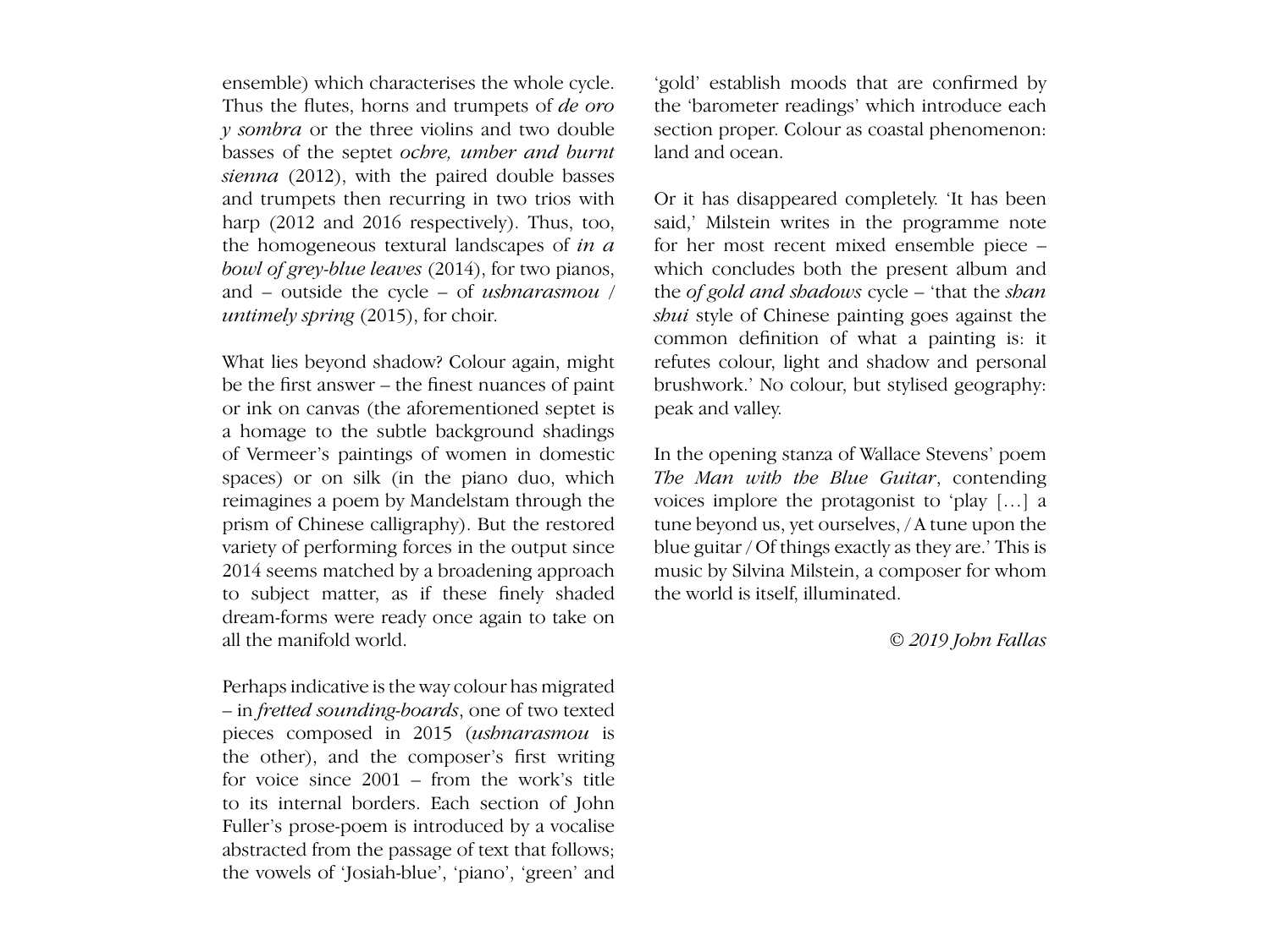ensemble) which characterises the whole cycle. Thus the flutes, horns and trumpets of *de oro y sombra* or the three violins and two double basses of the septet *ochre, umber and burnt sienna* (2012), with the paired double basses and trumpets then recurring in two trios with harp (2012 and 2016 respectively). Thus, too, the homogeneous textural landscapes of *in a bowl of grey-blue leaves* (2014), for two pianos, and – outside the cycle – of *ushnarasmou / untimely spring* (2015), for choir.

What lies beyond shadow? Colour again, might be the first answer – the finest nuances of paint or ink on canvas (the aforementioned septet is a homage to the subtle background shadings of Vermeer's paintings of women in domestic spaces) or on silk (in the piano duo, which reimagines a poem by Mandelstam through the prism of Chinese calligraphy). But the restored variety of performing forces in the output since 2014 seems matched by a broadening approach to subject matter, as if these finely shaded dream-forms were ready once again to take on all the manifold world.

Perhaps indicative is the way colour has migrated – in *fretted sounding-boards*, one of two texted pieces composed in 2015 (*ushnarasmou* is the other), and the composer's first writing for voice since 2001 – from the work's title to its internal borders. Each section of John Fuller's prose-poem is introduced by a vocalise abstracted from the passage of text that follows; the vowels of 'Josiah-blue', 'piano', 'green' and 'gold' establish moods that are confirmed by the 'barometer readings' which introduce each section proper. Colour as coastal phenomenon: land and ocean.

Or it has disappeared completely. 'It has been said,' Milstein writes in the programme note for her most recent mixed ensemble piece – which concludes both the present album and the *of gold and shadows* cycle – 'that the *shan shui* style of Chinese painting goes against the common definition of what a painting is: it refutes colour, light and shadow and personal brushwork.' No colour, but stylised geography: peak and valley.

In the opening stanza of Wallace Stevens' poem *The Man with the Blue Guitar*, contending voices implore the protagonist to 'play […] a tune beyond us, yet ourselves, / A tune upon the blue guitar / Of things exactly as they are.' This is music by Silvina Milstein, a composer for whom the world is itself, illuminated.

*© 2019 John Fallas*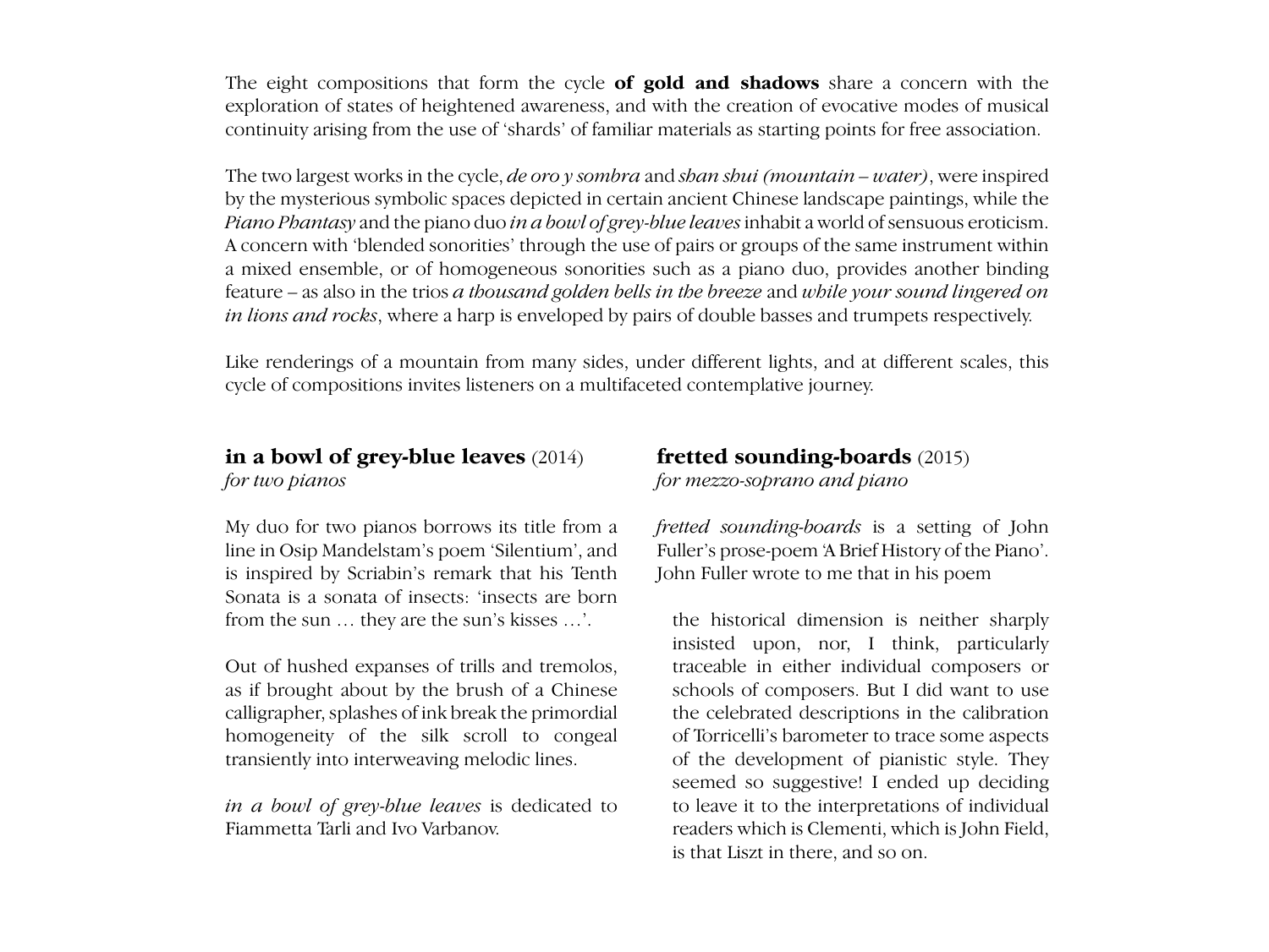The eight compositions that form the cycle **of gold and shadows** share a concern with the exploration of states of heightened awareness, and with the creation of evocative modes of musical continuity arising from the use of 'shards' of familiar materials as starting points for free association.

The two largest works in the cycle, *de oro y sombra* and *shan shui (mountain – water)*, were inspired by the mysterious symbolic spaces depicted in certain ancient Chinese landscape paintings, while the *Piano Phantasy* and the piano duo *in a bowl of grey-blue leaves* inhabit a world of sensuous eroticism. A concern with 'blended sonorities' through the use of pairs or groups of the same instrument within a mixed ensemble, or of homogeneous sonorities such as a piano duo, provides another binding feature – as also in the trios *a thousand golden bells in the breeze* and *while your sound lingered on in lions and rocks*, where a harp is enveloped by pairs of double basses and trumpets respectively.

Like renderings of a mountain from many sides, under different lights, and at different scales, this cycle of compositions invites listeners on a multifaceted contemplative journey.

## in a bowl of grey-blue leaves (2014)

*for two pianos*

My duo for two pianos borrows its title from a line in Osip Mandelstam's poem 'Silentium', and is inspired by Scriabin's remark that his Tenth Sonata is a sonata of insects: 'insects are born from the sun … they are the sun's kisses …'.

Out of hushed expanses of trills and tremolos, as if brought about by the brush of a Chinese calligrapher, splashes of ink break the primordial homogeneity of the silk scroll to congeal transiently into interweaving melodic lines.

*in a bowl of grey-blue leaves* is dedicated to Fiammetta Tarli and Ivo Varbanov.

## fretted sounding-boards (2015)

*for mezzo-soprano and piano*

*fretted sounding-boards* is a setting of John Fuller's prose-poem 'A Brief History of the Piano'. John Fuller wrote to me that in his poem

> the historical dimension is neither sharply insisted upon, nor, I think, particularly traceable in either individual composers or schools of composers. But I did want to use the celebrated descriptions in the calibration of Torricelli's barometer to trace some aspects of the development of pianistic style. They seemed so suggestive! I ended up deciding to leave it to the interpretations of individual readers which is Clementi, which is John Field, is that Liszt in there, and so on.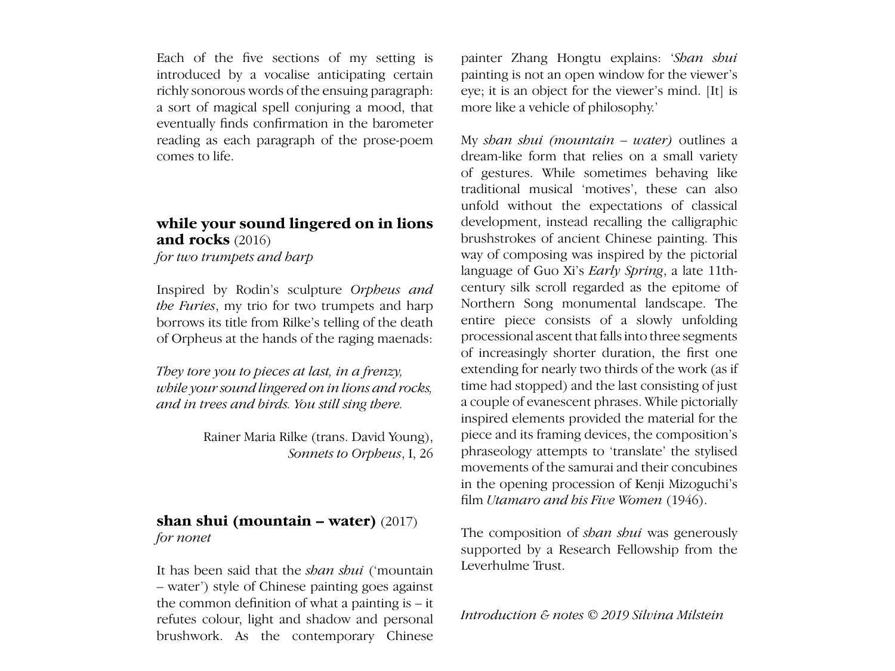Each of the five sections of my setting is introduced by a vocalise anticipating certain richly sonorous words of the ensuing paragraph: a sort of magical spell conjuring a mood, that eventually finds confirmation in the barometer reading as each paragraph of the prose-poem comes to life.

## **while your sound lingered on in lions and rocks** (2016)

*for two trumpets and harp*

Inspired by Rodin's sculpture *Orpheus and the Furies*, my trio for two trumpets and harp borrows its title from Rilke's telling of the death of Orpheus at the hands of the raging maenads:

*They tore you to pieces at last, in a frenzy,*
*while your sound lingered on in lions and rocks,*
*and in trees and birds. You still sing there.*

Rainer Maria Rilke (trans. David Young), *Sonnets to Orpheus*, I, 26

## **shan shui (mountain – water)** (2017)

*for nonet*

It has been said that the *shan shui* ('mountain – water') style of Chinese painting goes against the common definition of what a painting is – it refutes colour, light and shadow and personal brushwork. As the contemporary Chinese painter Zhang Hongtu explains: '*Shan shui* painting is not an open window for the viewer's eye; it is an object for the viewer's mind. [It] is more like a vehicle of philosophy.'

My *shan shui (mountain – water)* outlines a dream-like form that relies on a small variety of gestures. While sometimes behaving like traditional musical 'motives', these can also unfold without the expectations of classical development, instead recalling the calligraphic brushstrokes of ancient Chinese painting. This way of composing was inspired by the pictorial language of Guo Xi's *Early Spring*, a late 11th-century silk scroll regarded as the epitome of Northern Song monumental landscape. The entire piece consists of a slowly unfolding processional ascent that falls into three segments of increasingly shorter duration, the first one extending for nearly two thirds of the work (as if time had stopped) and the last consisting of just a couple of evanescent phrases. While pictorially inspired elements provided the material for the piece and its framing devices, the composition's phraseology attempts to 'translate' the stylised movements of the samurai and their concubines in the opening procession of Kenji Mizoguchi's film *Utamaro and his Five Women* (1946).

The composition of *shan shui* was generously supported by a Research Fellowship from the Leverhulme Trust.

*Introduction & notes © 2019 Silvina Milstein*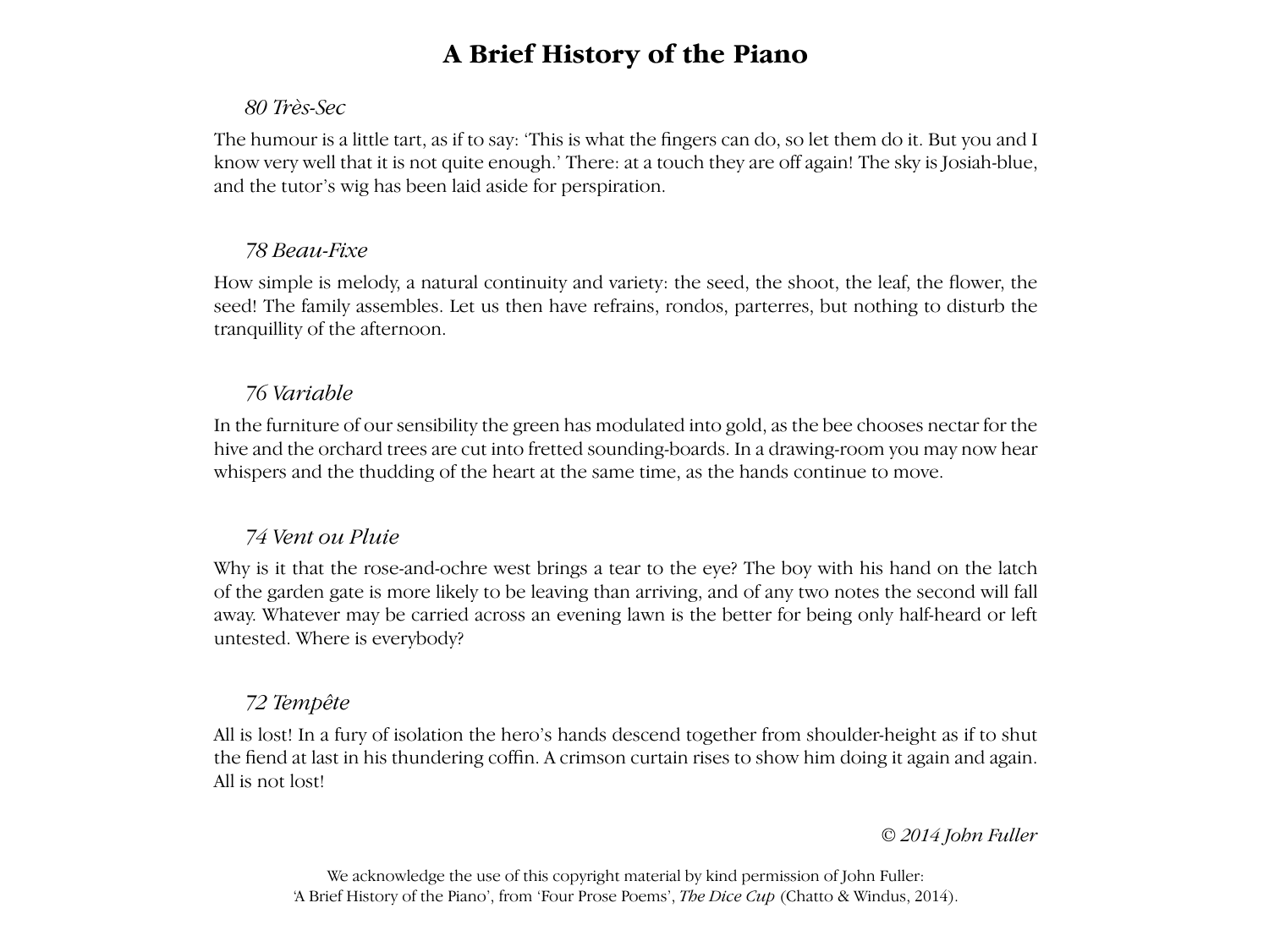# A Brief History of the Piano

*80 Très-Sec*

The humour is a little tart, as if to say: 'This is what the fingers can do, so let them do it. But you and I know very well that it is not quite enough.' There: at a touch they are off again! The sky is Josiah-blue, and the tutor's wig has been laid aside for perspiration.

*78 Beau-Fixe*

How simple is melody, a natural continuity and variety: the seed, the shoot, the leaf, the flower, the seed! The family assembles. Let us then have refrains, rondos, parterres, but nothing to disturb the tranquillity of the afternoon.

*76 Variable*

In the furniture of our sensibility the green has modulated into gold, as the bee chooses nectar for the hive and the orchard trees are cut into fretted sounding-boards. In a drawing-room you may now hear whispers and the thudding of the heart at the same time, as the hands continue to move.

*74 Vent ou Pluie*

Why is it that the rose-and-ochre west brings a tear to the eye? The boy with his hand on the latch of the garden gate is more likely to be leaving than arriving, and of any two notes the second will fall away. Whatever may be carried across an evening lawn is the better for being only half-heard or left untested. Where is everybody?

*72 Tempête*

All is lost! In a fury of isolation the hero's hands descend together from shoulder-height as if to shut the fiend at last in his thundering coffin. A crimson curtain rises to show him doing it again and again. All is not lost!

*© 2014 John Fuller*

We acknowledge the use of this copyright material by kind permission of John Fuller: 'A Brief History of the Piano', from 'Four Prose Poems', *The Dice Cup* (Chatto & Windus, 2014).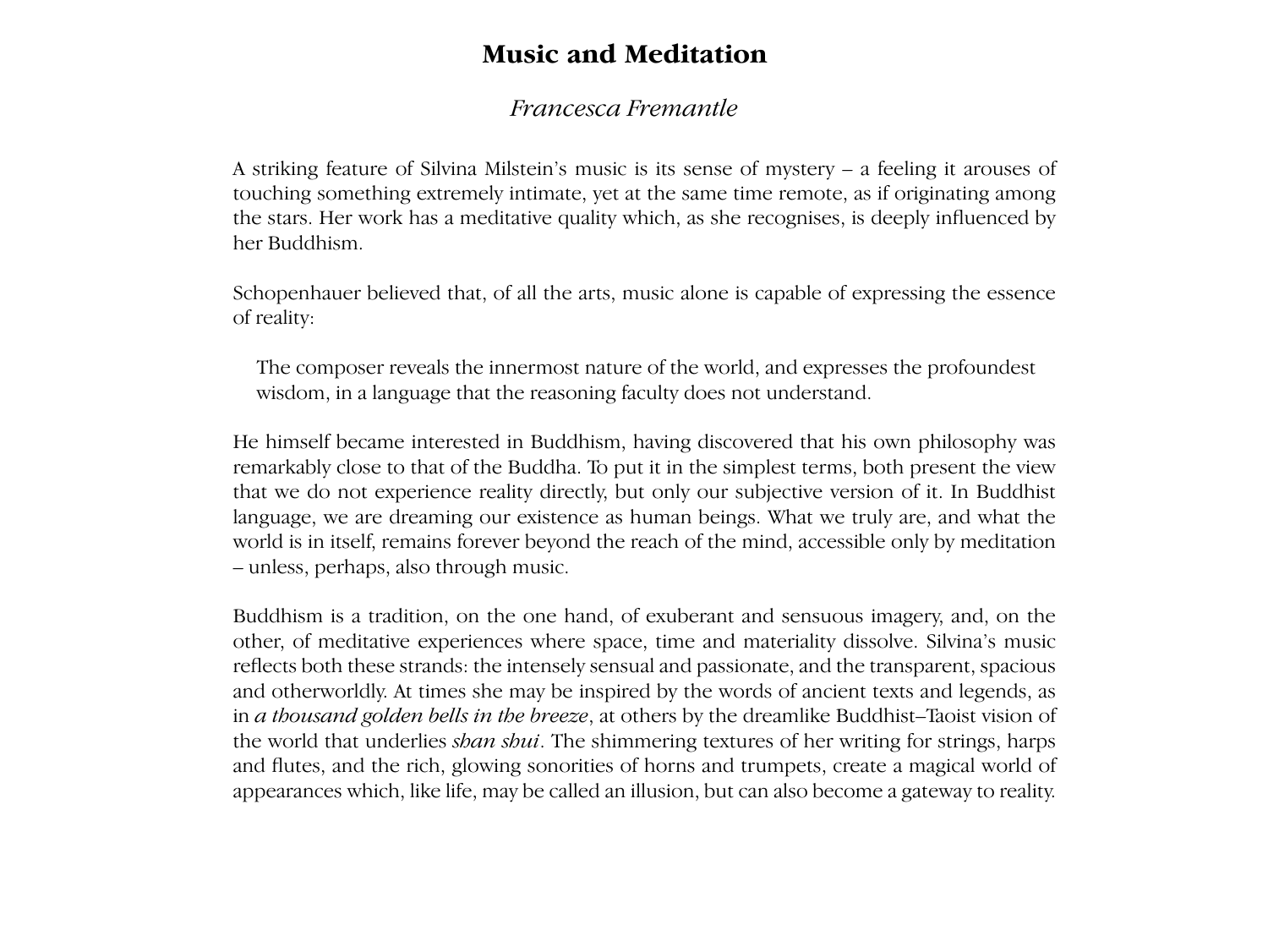# Music and Meditation

*Francesca Fremantle*

A striking feature of Silvina Milstein's music is its sense of mystery – a feeling it arouses of touching something extremely intimate, yet at the same time remote, as if originating among the stars. Her work has a meditative quality which, as she recognises, is deeply influenced by her Buddhism.

Schopenhauer believed that, of all the arts, music alone is capable of expressing the essence of reality:

> The composer reveals the innermost nature of the world, and expresses the profoundest wisdom, in a language that the reasoning faculty does not understand.

He himself became interested in Buddhism, having discovered that his own philosophy was remarkably close to that of the Buddha. To put it in the simplest terms, both present the view that we do not experience reality directly, but only our subjective version of it. In Buddhist language, we are dreaming our existence as human beings. What we truly are, and what the world is in itself, remains forever beyond the reach of the mind, accessible only by meditation – unless, perhaps, also through music.

Buddhism is a tradition, on the one hand, of exuberant and sensuous imagery, and, on the other, of meditative experiences where space, time and materiality dissolve. Silvina's music reflects both these strands: the intensely sensual and passionate, and the transparent, spacious and otherworldly. At times she may be inspired by the words of ancient texts and legends, as in *a thousand golden bells in the breeze*, at others by the dreamlike Buddhist–Taoist vision of the world that underlies *shan shui*. The shimmering textures of her writing for strings, harps and flutes, and the rich, glowing sonorities of horns and trumpets, create a magical world of appearances which, like life, may be called an illusion, but can also become a gateway to reality.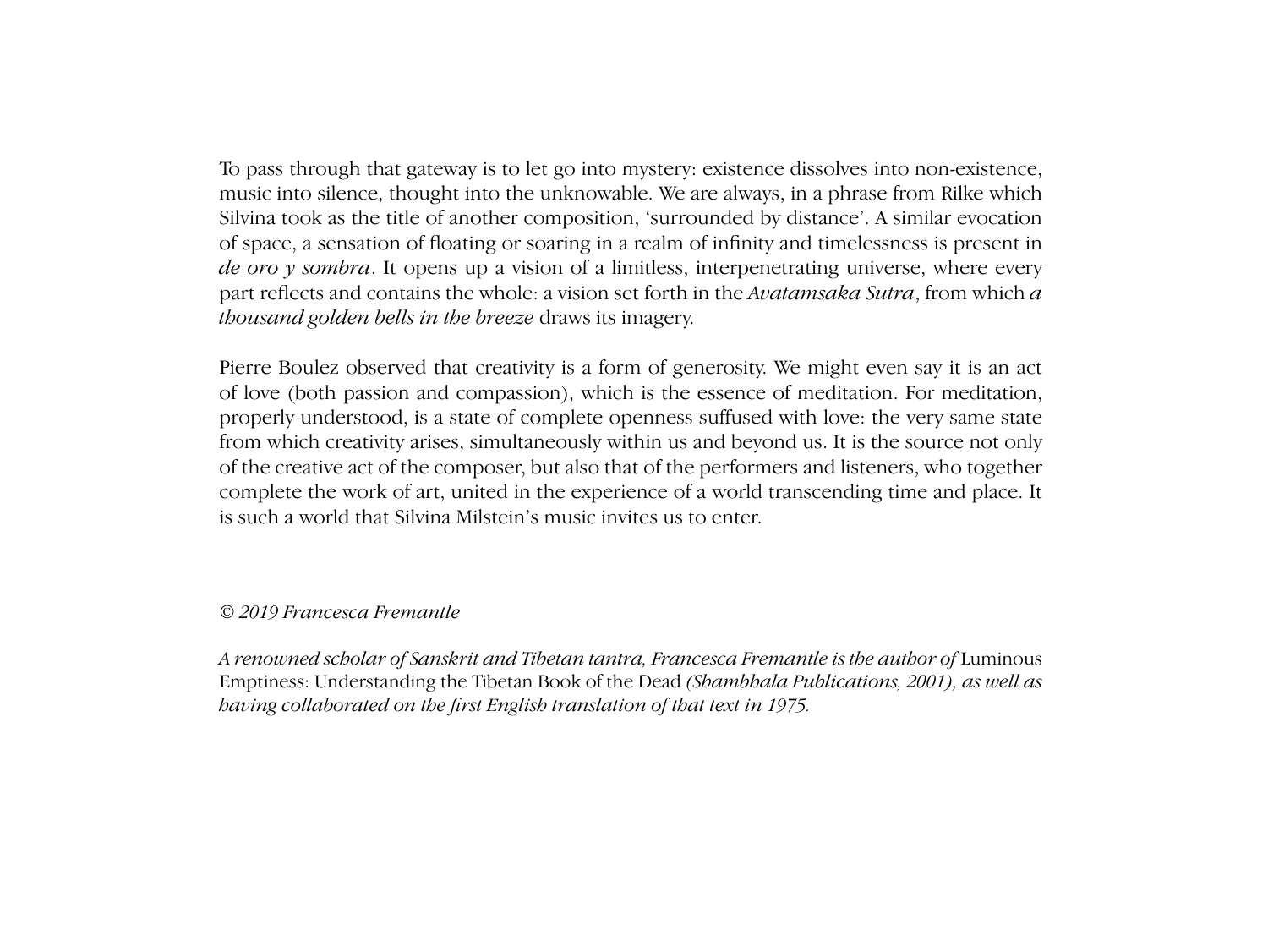To pass through that gateway is to let go into mystery: existence dissolves into non-existence, music into silence, thought into the unknowable. We are always, in a phrase from Rilke which Silvina took as the title of another composition, 'surrounded by distance'. A similar evocation of space, a sensation of floating or soaring in a realm of infinity and timelessness is present in *de oro y sombra*. It opens up a vision of a limitless, interpenetrating universe, where every part reflects and contains the whole: a vision set forth in the *Avatamsaka Sutra*, from which *a thousand golden bells in the breeze* draws its imagery.

Pierre Boulez observed that creativity is a form of generosity. We might even say it is an act of love (both passion and compassion), which is the essence of meditation. For meditation, properly understood, is a state of complete openness suffused with love: the very same state from which creativity arises, simultaneously within us and beyond us. It is the source not only of the creative act of the composer, but also that of the performers and listeners, who together complete the work of art, united in the experience of a world transcending time and place. It is such a world that Silvina Milstein's music invites us to enter.

*© 2019 Francesca Fremantle*

*A renowned scholar of Sanskrit and Tibetan tantra, Francesca Fremantle is the author of* Luminous Emptiness: Understanding the Tibetan Book of the Dead *(Shambhala Publications, 2001), as well as having collaborated on the first English translation of that text in 1975.*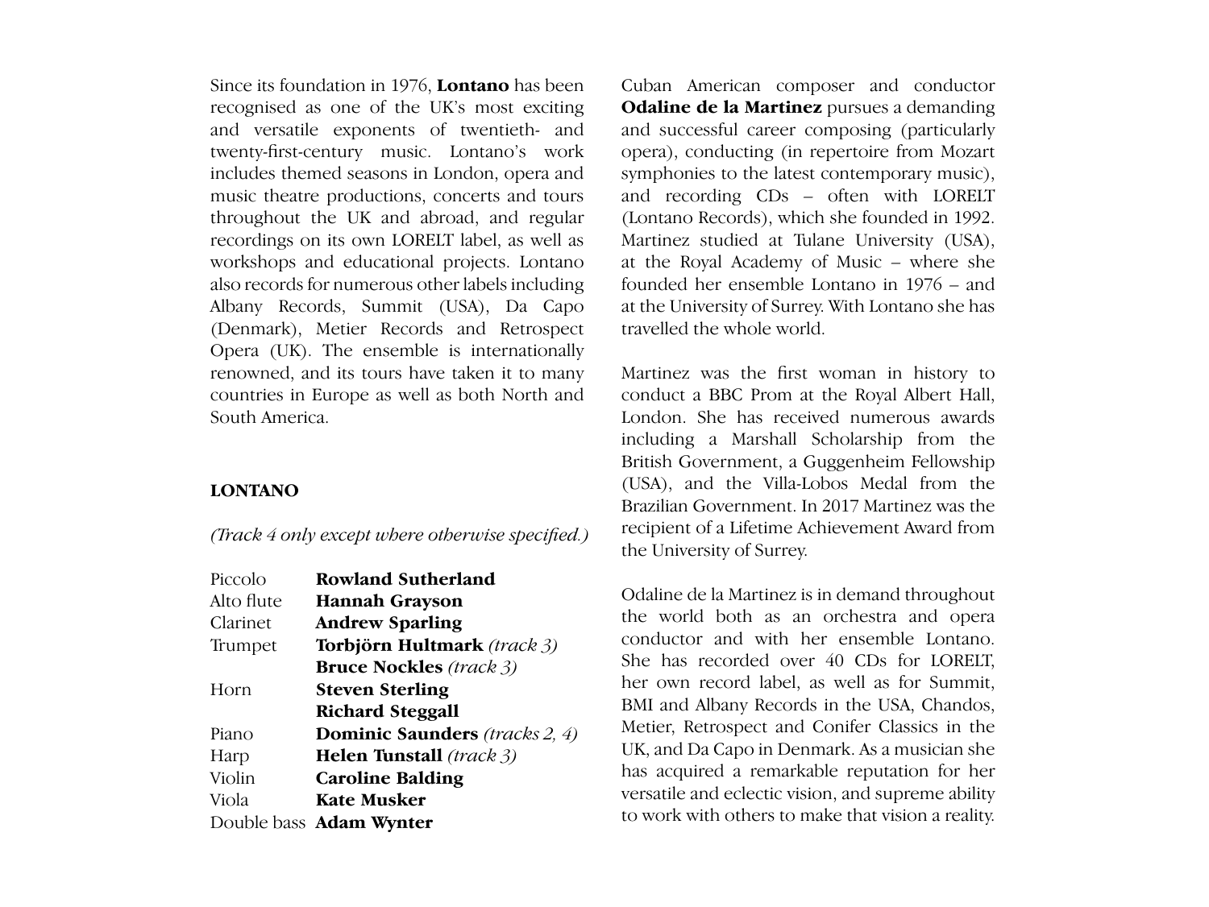Since its foundation in 1976, **Lontano** has been recognised as one of the UK's most exciting and versatile exponents of twentieth- and twenty-first-century music. Lontano's work includes themed seasons in London, opera and music theatre productions, concerts and tours throughout the UK and abroad, and regular recordings on its own LORELT label, as well as workshops and educational projects. Lontano also records for numerous other labels including Albany Records, Summit (USA), Da Capo (Denmark), Metier Records and Retrospect Opera (UK). The ensemble is internationally renowned, and its tours have taken it to many countries in Europe as well as both North and South America.

**LONTANO**

*(Track 4 only except where otherwise specified.)*

| | |
|---|---|
| Piccolo | **Rowland Sutherland** |
| Alto flute | **Hannah Grayson** |
| Clarinet | **Andrew Sparling** |
| Trumpet | **Torbjörn Hultmark** *(track 3)* |
| | **Bruce Nockles** *(track 3)* |
| Horn | **Steven Sterling** |
| | **Richard Steggall** |
| Piano | **Dominic Saunders** *(tracks 2, 4)* |
| Harp | **Helen Tunstall** *(track 3)* |
| Violin | **Caroline Balding** |
| Viola | **Kate Musker** |
| Double bass | **Adam Wynter** |

Cuban American composer and conductor **Odaline de la Martinez** pursues a demanding and successful career composing (particularly opera), conducting (in repertoire from Mozart symphonies to the latest contemporary music), and recording CDs – often with LORELT (Lontano Records), which she founded in 1992. Martinez studied at Tulane University (USA), at the Royal Academy of Music – where she founded her ensemble Lontano in 1976 – and at the University of Surrey. With Lontano she has travelled the whole world.

Martinez was the first woman in history to conduct a BBC Prom at the Royal Albert Hall, London. She has received numerous awards including a Marshall Scholarship from the British Government, a Guggenheim Fellowship (USA), and the Villa-Lobos Medal from the Brazilian Government. In 2017 Martinez was the recipient of a Lifetime Achievement Award from the University of Surrey.

Odaline de la Martinez is in demand throughout the world both as an orchestra and opera conductor and with her ensemble Lontano. She has recorded over 40 CDs for LORELT, her own record label, as well as for Summit, BMI and Albany Records in the USA, Chandos, Metier, Retrospect and Conifer Classics in the UK, and Da Capo in Denmark. As a musician she has acquired a remarkable reputation for her versatile and eclectic vision, and supreme ability to work with others to make that vision a reality.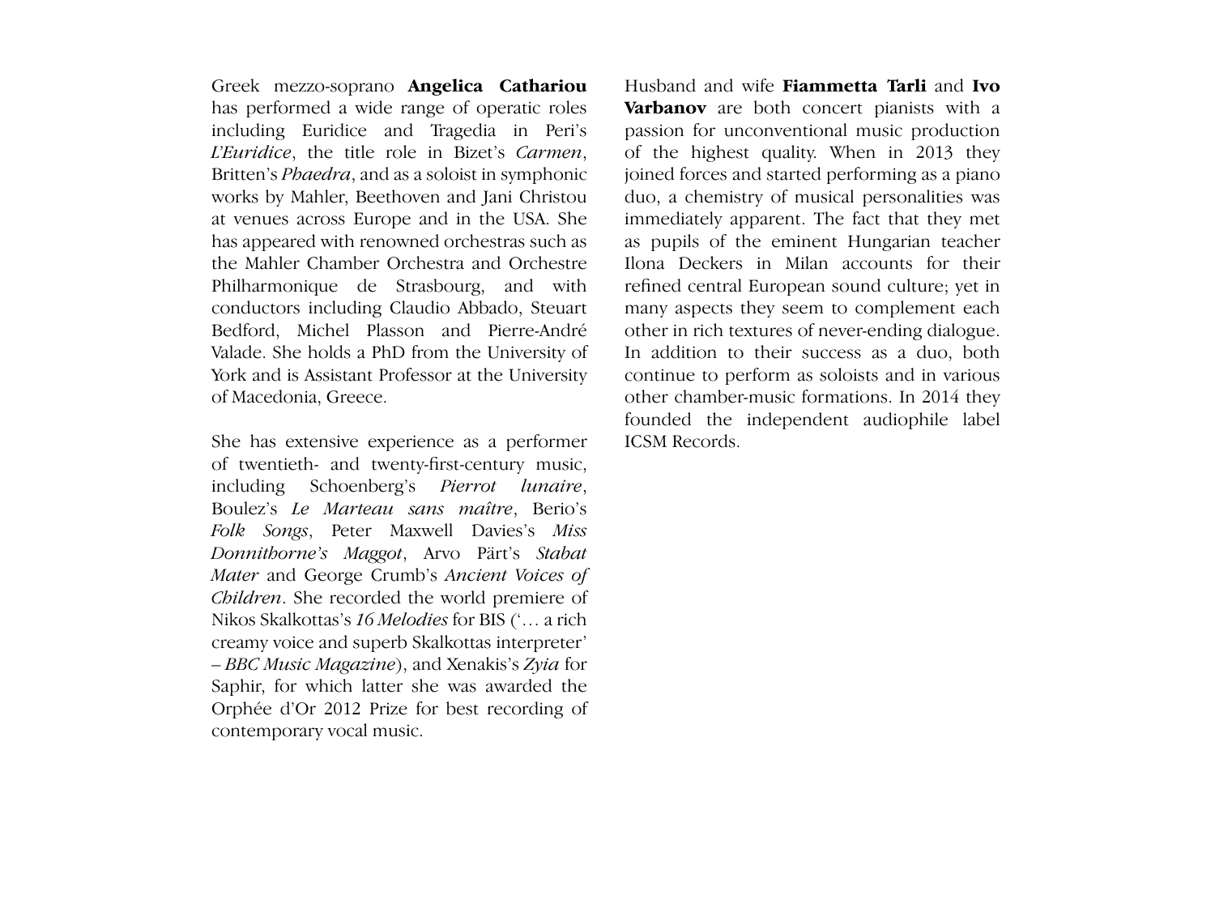Greek mezzo-soprano **Angelica Cathariou** has performed a wide range of operatic roles including Euridice and Tragedia in Peri's *L'Euridice*, the title role in Bizet's *Carmen*, Britten's *Phaedra*, and as a soloist in symphonic works by Mahler, Beethoven and Jani Christou at venues across Europe and in the USA. She has appeared with renowned orchestras such as the Mahler Chamber Orchestra and Orchestre Philharmonique de Strasbourg, and with conductors including Claudio Abbado, Steuart Bedford, Michel Plasson and Pierre-André Valade. She holds a PhD from the University of York and is Assistant Professor at the University of Macedonia, Greece.

She has extensive experience as a performer of twentieth- and twenty-first-century music, including Schoenberg's *Pierrot lunaire*, Boulez's *Le Marteau sans maître*, Berio's *Folk Songs*, Peter Maxwell Davies's *Miss Donnithorne's Maggot*, Arvo Pärt's *Stabat Mater* and George Crumb's *Ancient Voices of Children*. She recorded the world premiere of Nikos Skalkottas's *16 Melodies* for BIS ('… a rich creamy voice and superb Skalkottas interpreter' – *BBC Music Magazine*), and Xenakis's *Zyia* for Saphir, for which latter she was awarded the Orphée d'Or 2012 Prize for best recording of contemporary vocal music.

Husband and wife **Fiammetta Tarli** and **Ivo Varbanov** are both concert pianists with a passion for unconventional music production of the highest quality. When in 2013 they joined forces and started performing as a piano duo, a chemistry of musical personalities was immediately apparent. The fact that they met as pupils of the eminent Hungarian teacher Ilona Deckers in Milan accounts for their refined central European sound culture; yet in many aspects they seem to complement each other in rich textures of never-ending dialogue. In addition to their success as a duo, both continue to perform as soloists and in various other chamber-music formations. In 2014 they founded the independent audiophile label ICSM Records.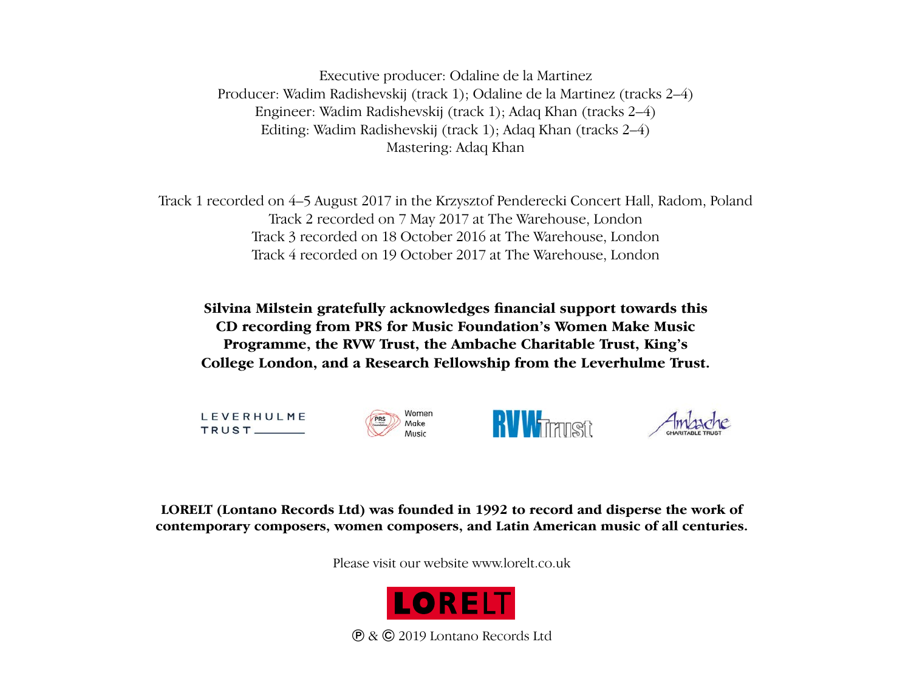Executive producer: Odaline de la Martinez
Producer: Wadim Radishevskij (track 1); Odaline de la Martinez (tracks 2–4)
Engineer: Wadim Radishevskij (track 1); Adaq Khan (tracks 2–4)
Editing: Wadim Radishevskij (track 1); Adaq Khan (tracks 2–4)
Mastering: Adaq Khan

Track 1 recorded on 4–5 August 2017 in the Krzysztof Penderecki Concert Hall, Radom, Poland
Track 2 recorded on 7 May 2017 at The Warehouse, London
Track 3 recorded on 18 October 2016 at The Warehouse, London
Track 4 recorded on 19 October 2017 at The Warehouse, London

**Silvina Milstein gratefully acknowledges financial support towards this CD recording from PRS for Music Foundation's Women Make Music Programme, the RVW Trust, the Ambache Charitable Trust, King's College London, and a Research Fellowship from the Leverhulme Trust.**

LEVERHULME TRUST

Women Make Music

RVW Trust

Ambache CHARITABLE TRUST

**LORELT (Lontano Records Ltd) was founded in 1992 to record and disperse the work of contemporary composers, women composers, and Latin American music of all centuries.**

Please visit our website www.lorelt.co.uk

LORELT

℗ & © 2019 Lontano Records Ltd